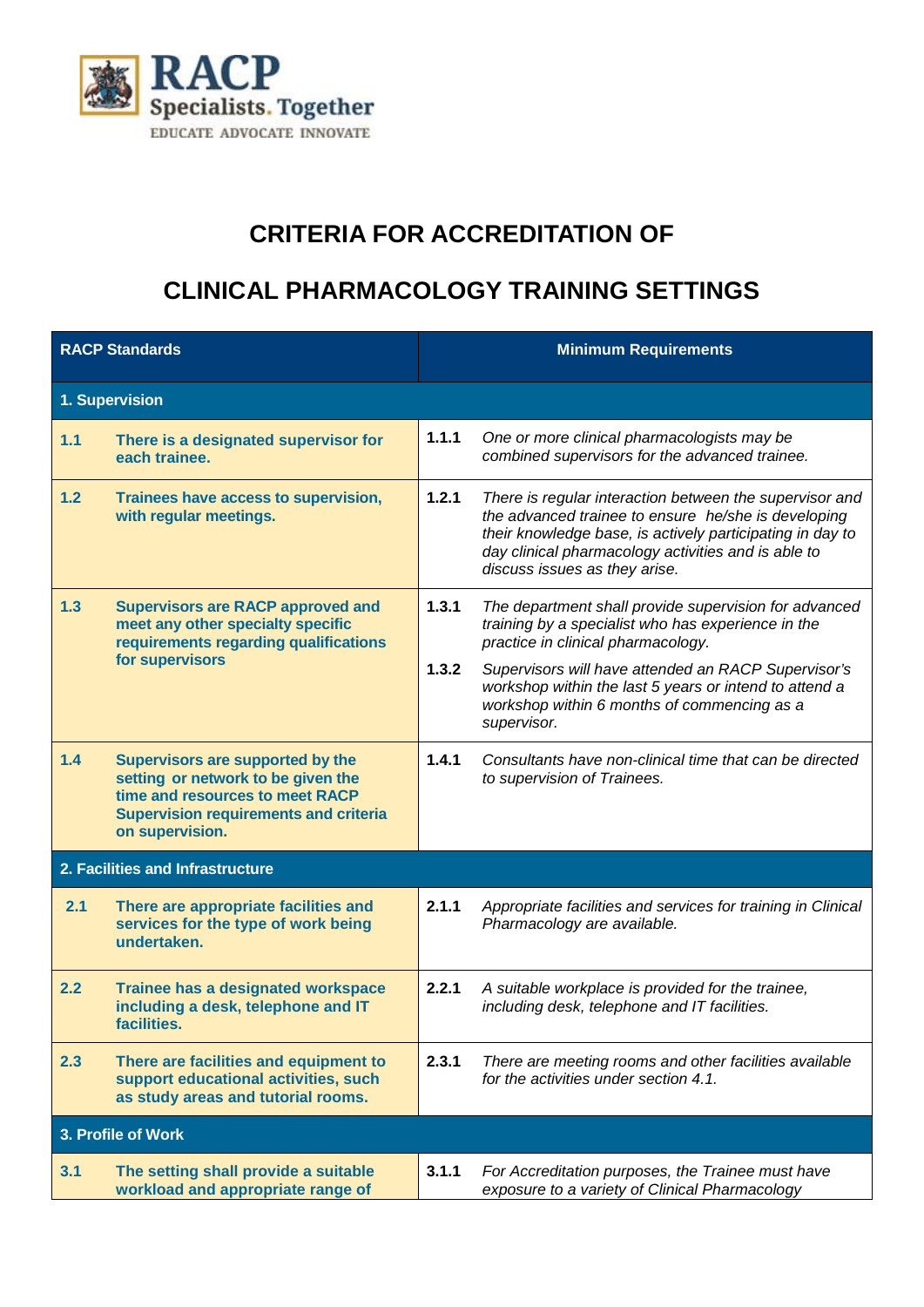RACP
Specialists. Together
EDUCATE ADVOCATE INNOVATE

# CRITERIA FOR ACCREDITATION OF

# CLINICAL PHARMACOLOGY TRAINING SETTINGS

| RACP Standards | | Minimum Requirements | |
|---|---|---|---|
| **1. Supervision** | | | |
| **1.1** | **There is a designated supervisor for each trainee.** | **1.1.1** | *One or more clinical pharmacologists may be combined supervisors for the advanced trainee.* |
| **1.2** | **Trainees have access to supervision, with regular meetings.** | **1.2.1** | *There is regular interaction between the supervisor and the advanced trainee to ensure he/she is developing their knowledge base, is actively participating in day to day clinical pharmacology activities and is able to discuss issues as they arise.* |
| **1.3** | **Supervisors are RACP approved and meet any other specialty specific requirements regarding qualifications for supervisors** | **1.3.1** | *The department shall provide supervision for advanced training by a specialist who has experience in the practice in clinical pharmacology.* |
| | | **1.3.2** | *Supervisors will have attended an RACP Supervisor's workshop within the last 5 years or intend to attend a workshop within 6 months of commencing as a supervisor.* |
| **1.4** | **Supervisors are supported by the setting or network to be given the time and resources to meet RACP Supervision requirements and criteria on supervision.** | **1.4.1** | *Consultants have non-clinical time that can be directed to supervision of Trainees.* |
| **2. Facilities and Infrastructure** | | | |
| **2.1** | **There are appropriate facilities and services for the type of work being undertaken.** | **2.1.1** | *Appropriate facilities and services for training in Clinical Pharmacology are available.* |
| **2.2** | **Trainee has a designated workspace including a desk, telephone and IT facilities.** | **2.2.1** | *A suitable workplace is provided for the trainee, including desk, telephone and IT facilities.* |
| **2.3** | **There are facilities and equipment to support educational activities, such as study areas and tutorial rooms.** | **2.3.1** | *There are meeting rooms and other facilities available for the activities under section 4.1.* |
| **3. Profile of Work** | | | |
| **3.1** | **The setting shall provide a suitable workload and appropriate range of** | **3.1.1** | *For Accreditation purposes, the Trainee must have exposure to a variety of Clinical Pharmacology* |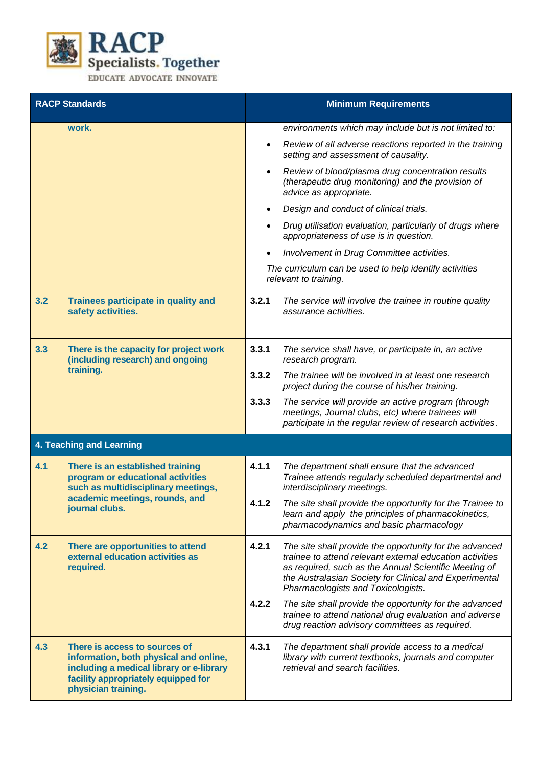| RACP Standards | Minimum Requirements |
|---|---|
| work. | *environments which may include but is not limited to:*<br>• *Review of all adverse reactions reported in the training setting and assessment of causality.*<br>• *Review of blood/plasma drug concentration results (therapeutic drug monitoring) and the provision of advice as appropriate.*<br>• *Design and conduct of clinical trials.*<br>• *Drug utilisation evaluation, particularly of drugs where appropriateness of use is in question.*<br>• *Involvement in Drug Committee activities.*<br>*The curriculum can be used to help identify activities relevant to training.* |
| **3.2 Trainees participate in quality and safety activities.** | **3.2.1** *The service will involve the trainee in routine quality assurance activities.* |
| **3.3 There is the capacity for project work (including research) and ongoing training.** | **3.3.1** *The service shall have, or participate in, an active research program.*<br>**3.3.2** *The trainee will be involved in at least one research project during the course of his/her training.*<br>**3.3.3** *The service will provide an active program (through meetings, Journal clubs, etc) where trainees will participate in the regular review of research activities.* |
| **4. Teaching and Learning** | |
| **4.1 There is an established training program or educational activities such as multidisciplinary meetings, academic meetings, rounds, and journal clubs.** | **4.1.1** *The department shall ensure that the advanced Trainee attends regularly scheduled departmental and interdisciplinary meetings.*<br>**4.1.2** *The site shall provide the opportunity for the Trainee to learn and apply the principles of pharmacokinetics, pharmacodynamics and basic pharmacology* |
| **4.2 There are opportunities to attend external education activities as required.** | **4.2.1** *The site shall provide the opportunity for the advanced trainee to attend relevant external education activities as required, such as the Annual Scientific Meeting of the Australasian Society for Clinical and Experimental Pharmacologists and Toxicologists.*<br>**4.2.2** *The site shall provide the opportunity for the advanced trainee to attend national drug evaluation and adverse drug reaction advisory committees as required.* |
| **4.3 There is access to sources of information, both physical and online, including a medical library or e-library facility appropriately equipped for physician training.** | **4.3.1** *The department shall provide access to a medical library with current textbooks, journals and computer retrieval and search facilities.* |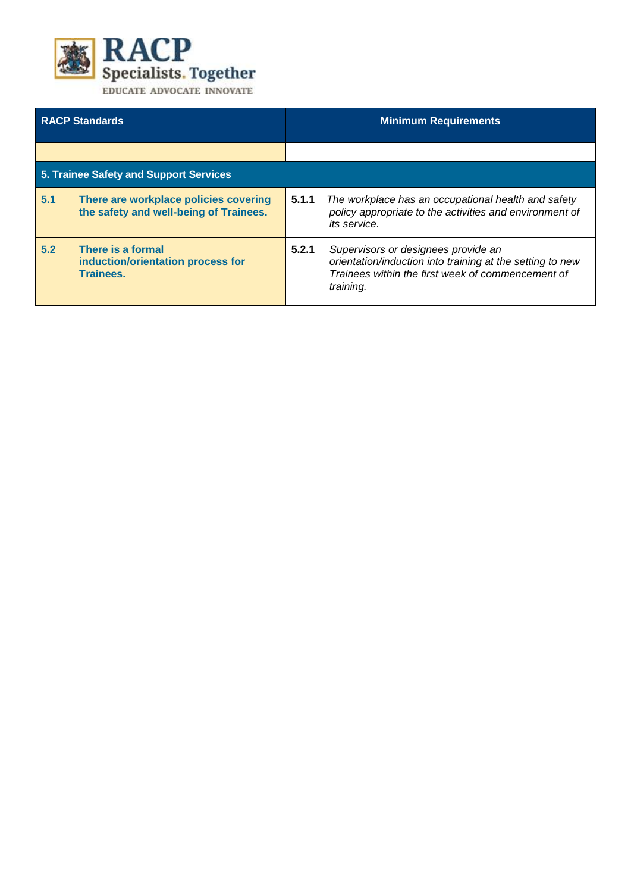| RACP Standards | Minimum Requirements |
|---|---|
| | |
| **5. Trainee Safety and Support Services** | |
| **5.1 There are workplace policies covering the safety and well-being of Trainees.** | **5.1.1** *The workplace has an occupational health and safety policy appropriate to the activities and environment of its service.* |
| **5.2 There is a formal induction/orientation process for Trainees.** | **5.2.1** *Supervisors or designees provide an orientation/induction into training at the setting to new Trainees within the first week of commencement of training.* |